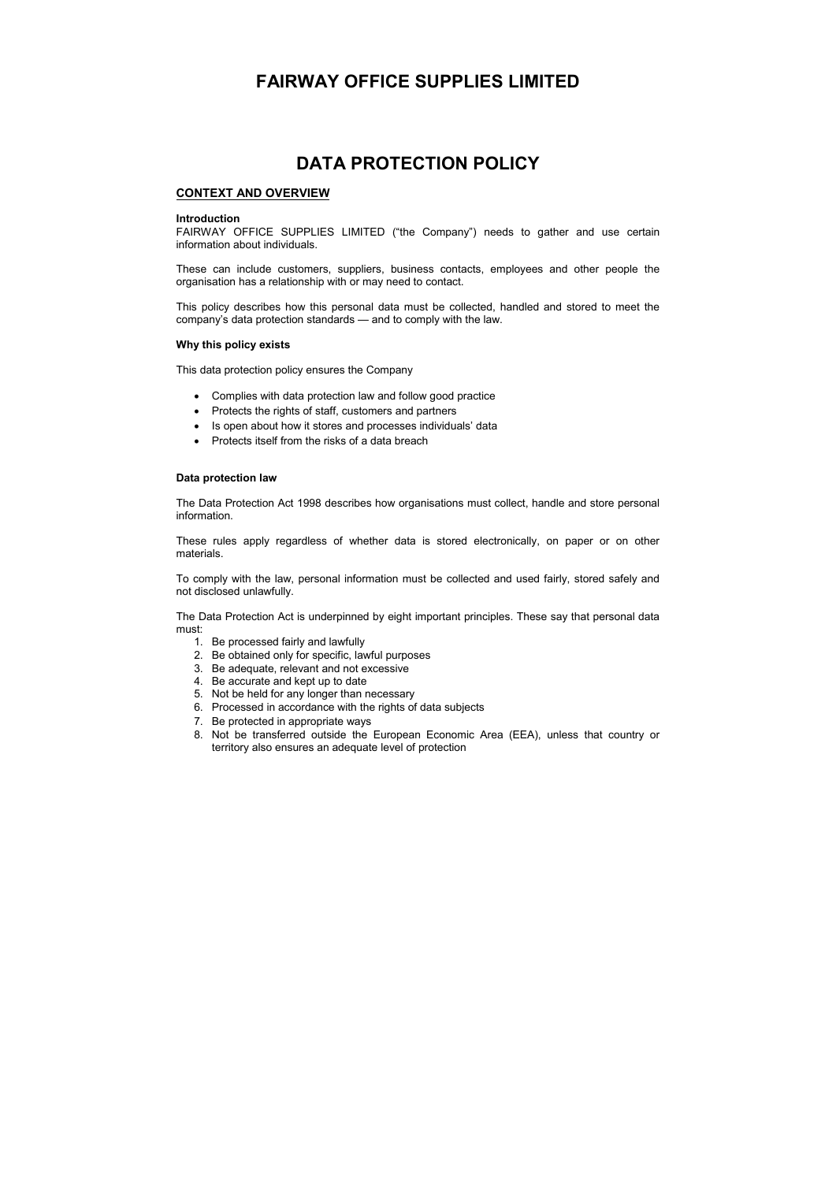# FAIRWAY OFFICE SUPPLIES LIMITED

# DATA PROTECTION POLICY

## CONTEXT AND OVERVIEW

### Introduction

FAIRWAY OFFICE SUPPLIES LIMITED ("the Company") needs to gather and use certain information about individuals.

These can include customers, suppliers, business contacts, employees and other people the organisation has a relationship with or may need to contact.

This policy describes how this personal data must be collected, handled and stored to meet the company's data protection standards — and to comply with the law.

### Why this policy exists

This data protection policy ensures the Company

- Complies with data protection law and follow good practice
- Protects the rights of staff, customers and partners
- Is open about how it stores and processes individuals' data
- Protects itself from the risks of a data breach

### Data protection law

The Data Protection Act 1998 describes how organisations must collect, handle and store personal information.

These rules apply regardless of whether data is stored electronically, on paper or on other materials.

To comply with the law, personal information must be collected and used fairly, stored safely and not disclosed unlawfully.

The Data Protection Act is underpinned by eight important principles. These say that personal data must:

1. Be processed fairly and lawfully
2. Be obtained only for specific, lawful purposes
3. Be adequate, relevant and not excessive
4. Be accurate and kept up to date
5. Not be held for any longer than necessary
6. Processed in accordance with the rights of data subjects
7. Be protected in appropriate ways
8. Not be transferred outside the European Economic Area (EEA), unless that country or territory also ensures an adequate level of protection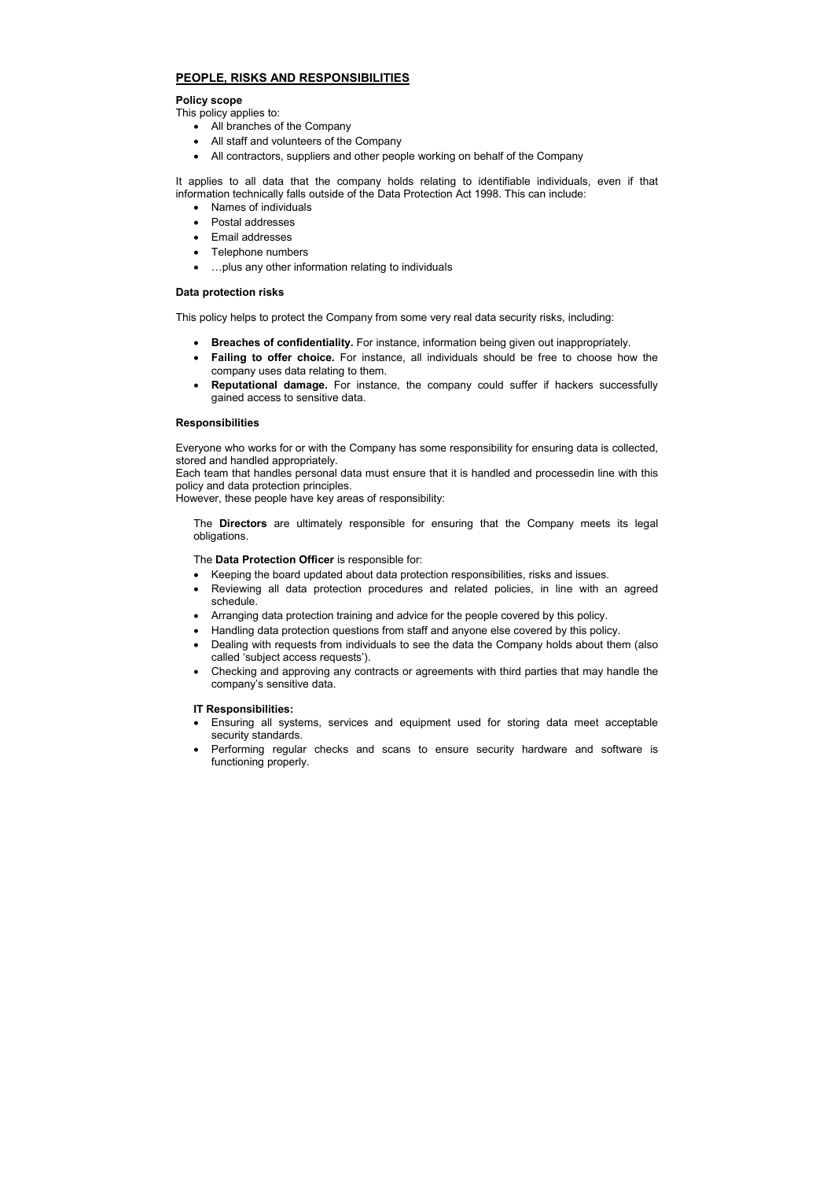## PEOPLE, RISKS AND RESPONSIBILITIES

**Policy scope**

This policy applies to:

- All branches of the Company
- All staff and volunteers of the Company
- All contractors, suppliers and other people working on behalf of the Company

It applies to all data that the company holds relating to identifiable individuals, even if that information technically falls outside of the Data Protection Act 1998. This can include:

- Names of individuals
- Postal addresses
- Email addresses
- Telephone numbers
- …plus any other information relating to individuals

**Data protection risks**

This policy helps to protect the Company from some very real data security risks, including:

- **Breaches of confidentiality.** For instance, information being given out inappropriately.
- **Failing to offer choice.** For instance, all individuals should be free to choose how the company uses data relating to them.
- **Reputational damage.** For instance, the company could suffer if hackers successfully gained access to sensitive data.

**Responsibilities**

Everyone who works for or with the Company has some responsibility for ensuring data is collected, stored and handled appropriately.
Each team that handles personal data must ensure that it is handled and processedin line with this policy and data protection principles.
However, these people have key areas of responsibility:

The **Directors** are ultimately responsible for ensuring that the Company meets its legal obligations.

The **Data Protection Officer** is responsible for:

- Keeping the board updated about data protection responsibilities, risks and issues.
- Reviewing all data protection procedures and related policies, in line with an agreed schedule.
- Arranging data protection training and advice for the people covered by this policy.
- Handling data protection questions from staff and anyone else covered by this policy.
- Dealing with requests from individuals to see the data the Company holds about them (also called 'subject access requests').
- Checking and approving any contracts or agreements with third parties that may handle the company's sensitive data.

**IT Responsibilities:**

- Ensuring all systems, services and equipment used for storing data meet acceptable security standards.
- Performing regular checks and scans to ensure security hardware and software is functioning properly.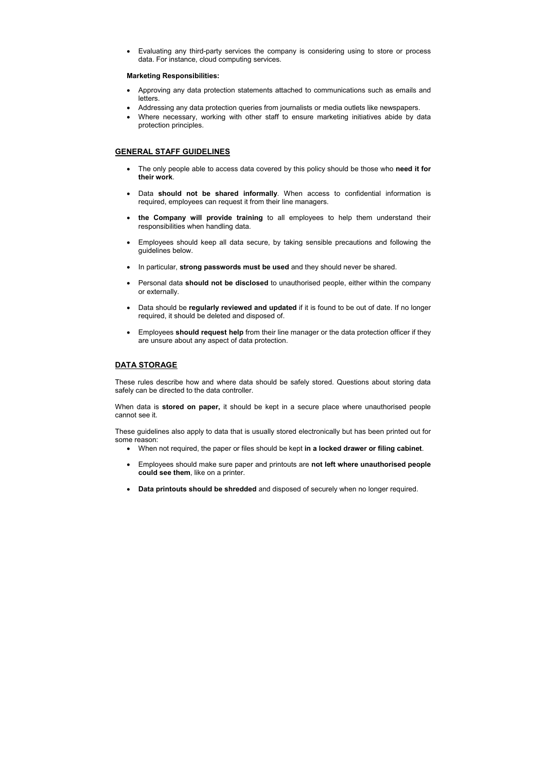- Evaluating any third-party services the company is considering using to store or process data. For instance, cloud computing services.

**Marketing Responsibilities:**

- Approving any data protection statements attached to communications such as emails and letters.
- Addressing any data protection queries from journalists or media outlets like newspapers.
- Where necessary, working with other staff to ensure marketing initiatives abide by data protection principles.

## GENERAL STAFF GUIDELINES

- The only people able to access data covered by this policy should be those who **need it for their work**.
- Data **should not be shared informally**. When access to confidential information is required, employees can request it from their line managers.
- **the Company will provide training** to all employees to help them understand their responsibilities when handling data.
- Employees should keep all data secure, by taking sensible precautions and following the guidelines below.
- In particular, **strong passwords must be used** and they should never be shared.
- Personal data **should not be disclosed** to unauthorised people, either within the company or externally.
- Data should be **regularly reviewed and updated** if it is found to be out of date. If no longer required, it should be deleted and disposed of.
- Employees **should request help** from their line manager or the data protection officer if they are unsure about any aspect of data protection.

## DATA STORAGE

These rules describe how and where data should be safely stored. Questions about storing data safely can be directed to the data controller.

When data is **stored on paper,** it should be kept in a secure place where unauthorised people cannot see it.

These guidelines also apply to data that is usually stored electronically but has been printed out for some reason:

- When not required, the paper or files should be kept **in a locked drawer or filing cabinet**.
- Employees should make sure paper and printouts are **not left where unauthorised people could see them**, like on a printer.
- **Data printouts should be shredded** and disposed of securely when no longer required.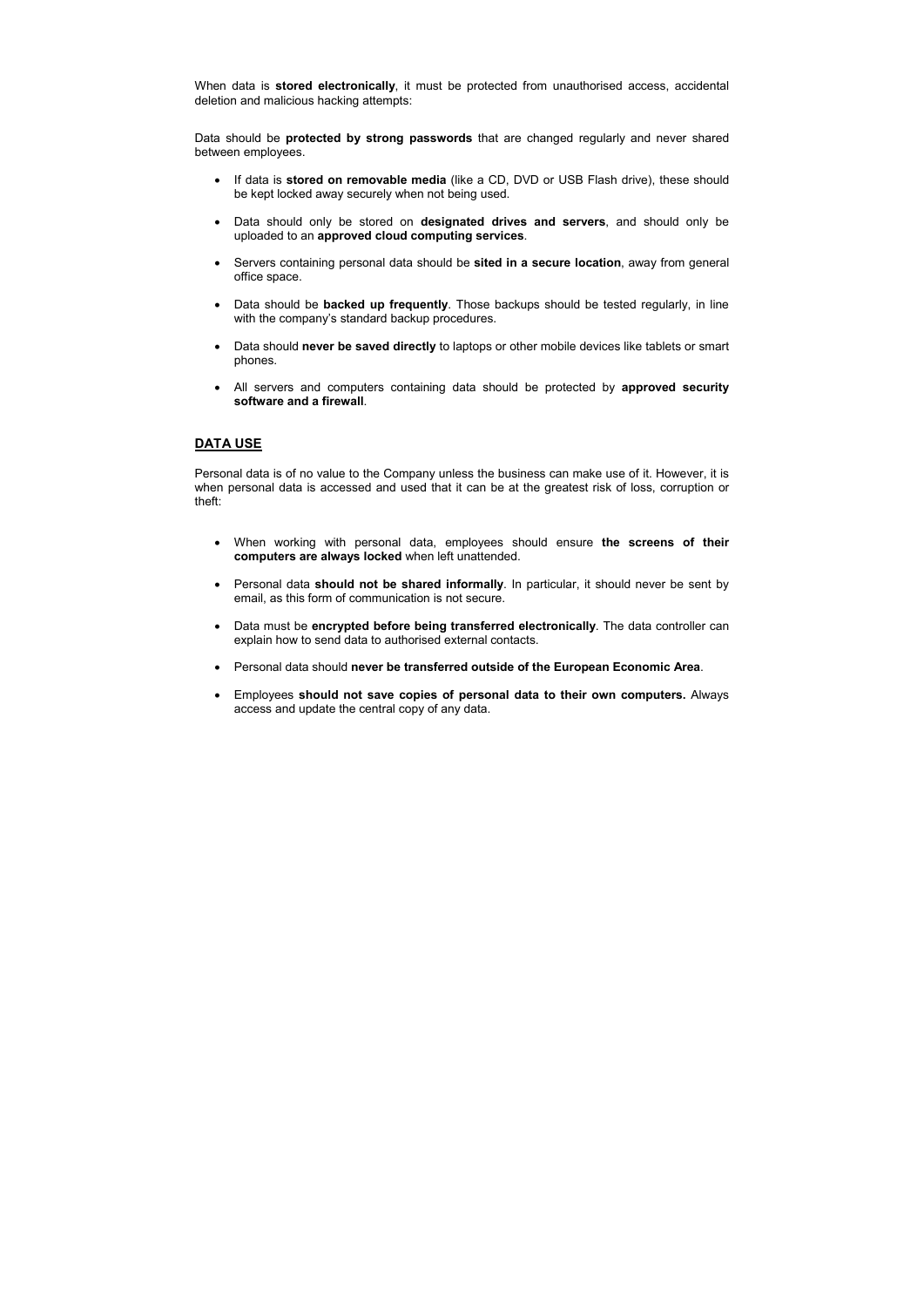When data is **stored electronically**, it must be protected from unauthorised access, accidental deletion and malicious hacking attempts:

Data should be **protected by strong passwords** that are changed regularly and never shared between employees.

- If data is **stored on removable media** (like a CD, DVD or USB Flash drive), these should be kept locked away securely when not being used.
- Data should only be stored on **designated drives and servers**, and should only be uploaded to an **approved cloud computing services**.
- Servers containing personal data should be **sited in a secure location**, away from general office space.
- Data should be **backed up frequently**. Those backups should be tested regularly, in line with the company's standard backup procedures.
- Data should **never be saved directly** to laptops or other mobile devices like tablets or smart phones.
- All servers and computers containing data should be protected by **approved security software and a firewall**.

## DATA USE

Personal data is of no value to the Company unless the business can make use of it. However, it is when personal data is accessed and used that it can be at the greatest risk of loss, corruption or theft:

- When working with personal data, employees should ensure **the screens of their computers are always locked** when left unattended.
- Personal data **should not be shared informally**. In particular, it should never be sent by email, as this form of communication is not secure.
- Data must be **encrypted before being transferred electronically**. The data controller can explain how to send data to authorised external contacts.
- Personal data should **never be transferred outside of the European Economic Area**.
- Employees **should not save copies of personal data to their own computers.** Always access and update the central copy of any data.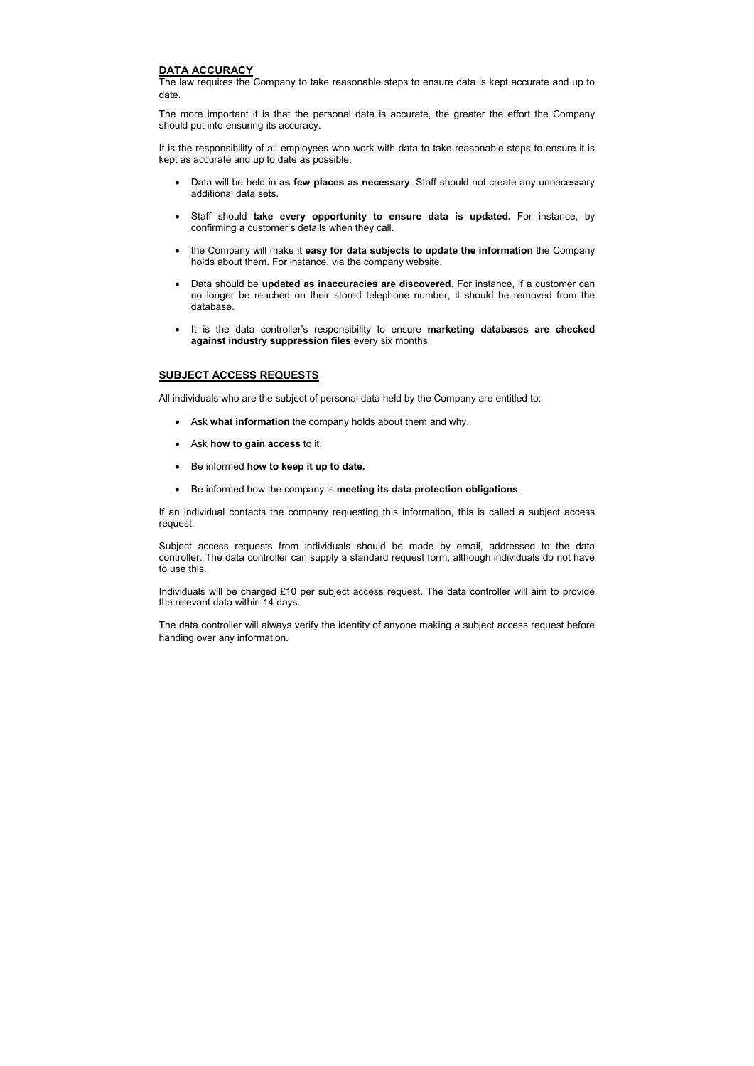## DATA ACCURACY

The law requires the Company to take reasonable steps to ensure data is kept accurate and up to date.

The more important it is that the personal data is accurate, the greater the effort the Company should put into ensuring its accuracy.

It is the responsibility of all employees who work with data to take reasonable steps to ensure it is kept as accurate and up to date as possible.

- Data will be held in **as few places as necessary**. Staff should not create any unnecessary additional data sets.
- Staff should **take every opportunity to ensure data is updated.** For instance, by confirming a customer's details when they call.
- the Company will make it **easy for data subjects to update the information** the Company holds about them. For instance, via the company website.
- Data should be **updated as inaccuracies are discovered**. For instance, if a customer can no longer be reached on their stored telephone number, it should be removed from the database.
- It is the data controller's responsibility to ensure **marketing databases are checked against industry suppression files** every six months.

## SUBJECT ACCESS REQUESTS

All individuals who are the subject of personal data held by the Company are entitled to:

- Ask **what information** the company holds about them and why.
- Ask **how to gain access** to it.
- Be informed **how to keep it up to date.**
- Be informed how the company is **meeting its data protection obligations**.

If an individual contacts the company requesting this information, this is called a subject access request.

Subject access requests from individuals should be made by email, addressed to the data controller. The data controller can supply a standard request form, although individuals do not have to use this.

Individuals will be charged £10 per subject access request. The data controller will aim to provide the relevant data within 14 days.

The data controller will always verify the identity of anyone making a subject access request before handing over any information.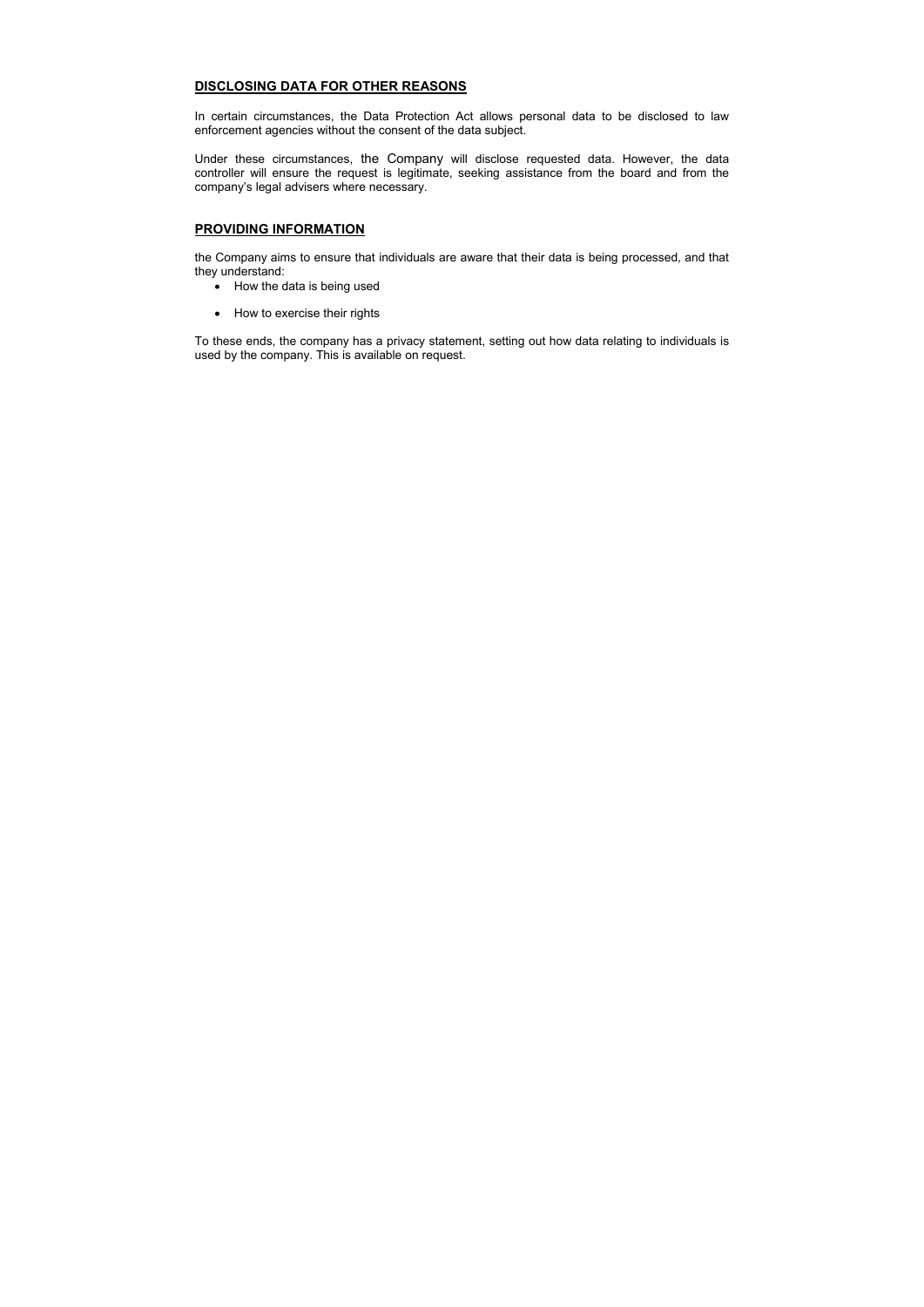## DISCLOSING DATA FOR OTHER REASONS

In certain circumstances, the Data Protection Act allows personal data to be disclosed to law enforcement agencies without the consent of the data subject.

Under these circumstances, the Company will disclose requested data. However, the data controller will ensure the request is legitimate, seeking assistance from the board and from the company's legal advisers where necessary.

## PROVIDING INFORMATION

the Company aims to ensure that individuals are aware that their data is being processed, and that they understand:

- How the data is being used
- How to exercise their rights

To these ends, the company has a privacy statement, setting out how data relating to individuals is used by the company. This is available on request.